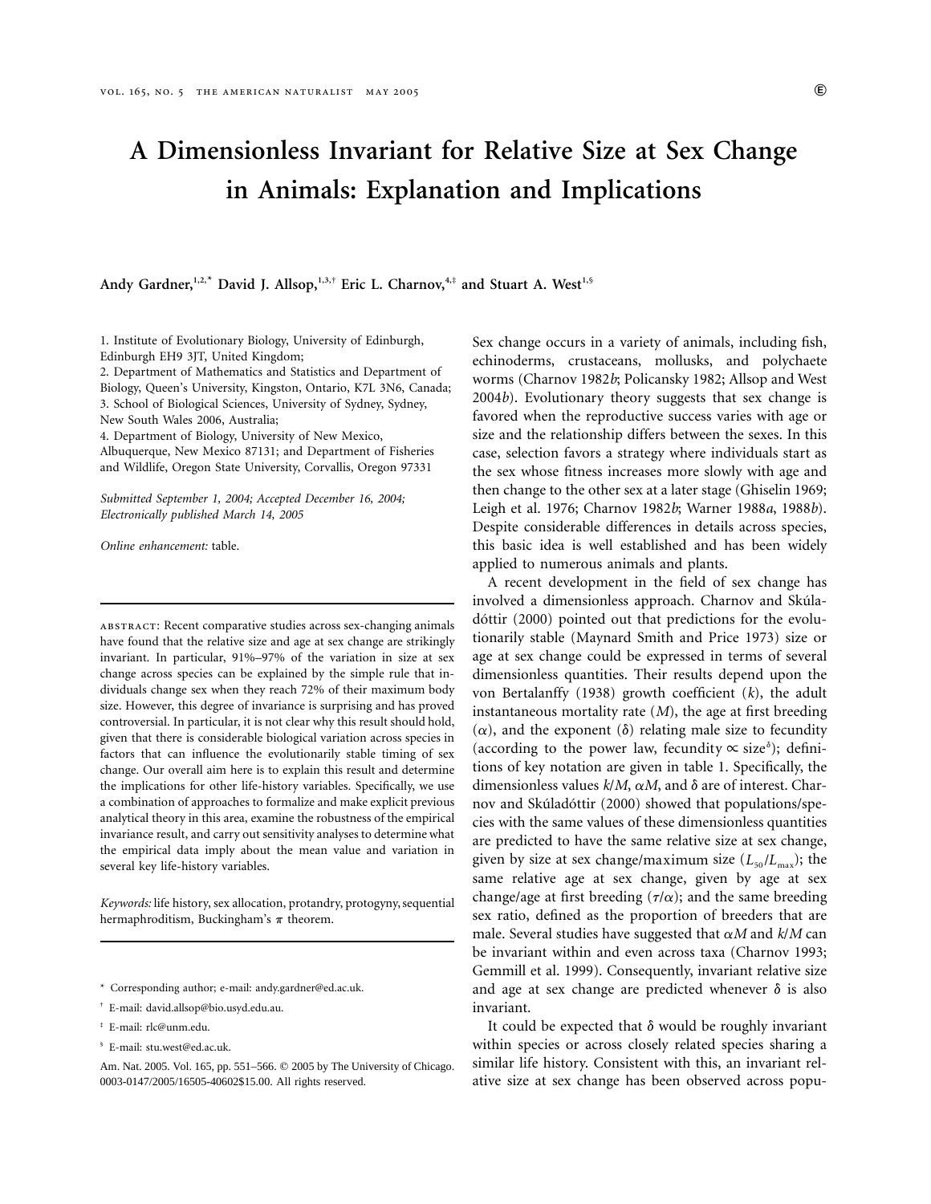# A Dimensionless Invariant for Relative Size at Sex Change in Animals: Explanation and Implications

**Andy Gardner,[1,2,*] David J. Allsop,[1,3,†] Eric L. Charnov,[4,‡] and Stuart A. West[1,§]**

1. Institute of Evolutionary Biology, University of Edinburgh, Edinburgh EH9 3JT, United Kingdom;
2. Department of Mathematics and Statistics and Department of Biology, Queen's University, Kingston, Ontario, K7L 3N6, Canada;
3. School of Biological Sciences, University of Sydney, Sydney, New South Wales 2006, Australia;
4. Department of Biology, University of New Mexico, Albuquerque, New Mexico 87131; and Department of Fisheries and Wildlife, Oregon State University, Corvallis, Oregon 97331

*Submitted September 1, 2004; Accepted December 16, 2004; Electronically published March 14, 2005*

*Online enhancement:* table.

abstract: Recent comparative studies across sex-changing animals have found that the relative size and age at sex change are strikingly invariant. In particular, 91%–97% of the variation in size at sex change across species can be explained by the simple rule that individuals change sex when they reach 72% of their maximum body size. However, this degree of invariance is surprising and has proved controversial. In particular, it is not clear why this result should hold, given that there is considerable biological variation across species in factors that can influence the evolutionarily stable timing of sex change. Our overall aim here is to explain this result and determine the implications for other life-history variables. Specifically, we use a combination of approaches to formalize and make explicit previous analytical theory in this area, examine the robustness of the empirical invariance result, and carry out sensitivity analyses to determine what the empirical data imply about the mean value and variation in several key life-history variables.

*Keywords:* life history, sex allocation, protandry, protogyny, sequential hermaphroditism, Buckingham's $\pi$ theorem.

\* Corresponding author; e-mail: andy.gardner@ed.ac.uk.

† E-mail: david.allsop@bio.usyd.edu.au.

‡ E-mail: rlc@unm.edu.

§ E-mail: stu.west@ed.ac.uk.

Am. Nat. 2005. Vol. 165, pp. 551–566. © 2005 by The University of Chicago. 0003-0147/2005/16505-40602$15.00. All rights reserved.

Sex change occurs in a variety of animals, including fish, echinoderms, crustaceans, mollusks, and polychaete worms (Charnov 1982*b*; Policansky 1982; Allsop and West 2004*b*). Evolutionary theory suggests that sex change is favored when the reproductive success varies with age or size and the relationship differs between the sexes. In this case, selection favors a strategy where individuals start as the sex whose fitness increases more slowly with age and then change to the other sex at a later stage (Ghiselin 1969; Leigh et al. 1976; Charnov 1982*b*; Warner 1988*a*, 1988*b*). Despite considerable differences in details across species, this basic idea is well established and has been widely applied to numerous animals and plants.

A recent development in the field of sex change has involved a dimensionless approach. Charnov and Skúladóttir (2000) pointed out that predictions for the evolutionarily stable (Maynard Smith and Price 1973) size or age at sex change could be expressed in terms of several dimensionless quantities. Their results depend upon the von Bertalanffy (1938) growth coefficient ($k$), the adult instantaneous mortality rate ($M$), the age at first breeding ($\alpha$), and the exponent ($\delta$) relating male size to fecundity (according to the power law, fecundity $\propto$ size$^{\delta}$); definitions of key notation are given in table 1. Specifically, the dimensionless values $k/M$, $\alpha M$, and $\delta$ are of interest. Charnov and Skúladóttir (2000) showed that populations/species with the same values of these dimensionless quantities are predicted to have the same relative size at sex change, given by size at sex change/maximum size ($L_{50}/L_{max}$); the same relative age at sex change, given by age at sex change/age at first breeding ($\tau/\alpha$); and the same breeding sex ratio, defined as the proportion of breeders that are male. Several studies have suggested that $\alpha M$ and $k/M$ can be invariant within and even across taxa (Charnov 1993; Gemmill et al. 1999). Consequently, invariant relative size and age at sex change are predicted whenever $\delta$ is also invariant.

It could be expected that $\delta$ would be roughly invariant within species or across closely related species sharing a similar life history. Consistent with this, an invariant relative size at sex change has been observed across popu-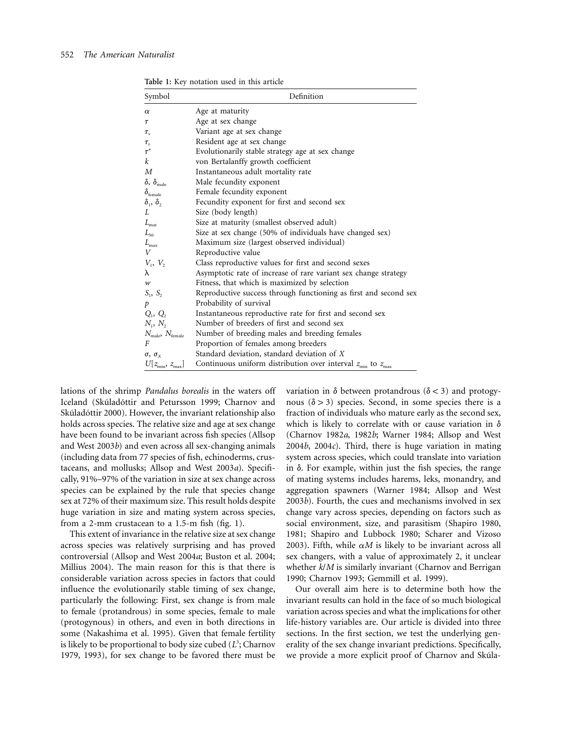**Table 1:** Key notation used in this article

| Symbol | Definition |
|---|---|
| $\alpha$ | Age at maturity |
| $\tau$ | Age at sex change |
| $\tau_v$ | Variant age at sex change |
| $\tau_r$ | Resident age at sex change |
| $\tau^*$ | Evolutionarily stable strategy age at sex change |
| $k$ | von Bertalanffy growth coefficient |
| $M$ | Instantaneous adult mortality rate |
| $\delta$, $\delta_{male}$ | Male fecundity exponent |
| $\delta_{female}$ | Female fecundity exponent |
| $\delta_1$, $\delta_2$ | Fecundity exponent for first and second sex |
| $L$ | Size (body length) |
| $L_{mat}$ | Size at maturity (smallest observed adult) |
| $L_{50}$ | Size at sex change (50% of individuals have changed sex) |
| $L_{max}$ | Maximum size (largest observed individual) |
| $V$ | Reproductive value |
| $V_1$, $V_2$ | Class reproductive values for first and second sexes |
| $\lambda$ | Asymptotic rate of increase of rare variant sex change strategy |
| $w$ | Fitness, that which is maximized by selection |
| $S_1$, $S_2$ | Reproductive success through functioning as first and second sex |
| $p$ | Probability of survival |
| $Q_1$, $Q_2$ | Instantaneous reproductive rate for first and second sex |
| $N_1$, $N_2$ | Number of breeders of first and second sex |
| $N_{male}$, $N_{female}$ | Number of breeding males and breeding females |
| $F$ | Proportion of females among breeders |
| $\sigma$, $\sigma_X$ | Standard deviation, standard deviation of $X$ |
| $U[z_{min}, z_{max}]$ | Continuous uniform distribution over interval $z_{min}$ to $z_{max}$ |

lations of the shrimp *Pandalus borealis* in the waters off Iceland (Skúladóttir and Petursson 1999; Charnov and Skúladóttir 2000). However, the invariant relationship also holds across species. The relative size and age at sex change have been found to be invariant across fish species (Allsop and West 2003*b*) and even across all sex-changing animals (including data from 77 species of fish, echinoderms, crustaceans, and mollusks; Allsop and West 2003*a*). Specifically, 91%–97% of the variation in size at sex change across species can be explained by the rule that species change sex at 72% of their maximum size. This result holds despite huge variation in size and mating system across species, from a 2-mm crustacean to a 1.5-m fish (fig. 1).

This extent of invariance in the relative size at sex change across species was relatively surprising and has proved controversial (Allsop and West 2004*a*; Buston et al. 2004; Millius 2004). The main reason for this is that there is considerable variation across species in factors that could influence the evolutionarily stable timing of sex change, particularly the following: First, sex change is from male to female (protandrous) in some species, female to male (protogynous) in others, and even in both directions in some (Nakashima et al. 1995). Given that female fertility is likely to be proportional to body size cubed ($L^3$; Charnov 1979, 1993), for sex change to be favored there must be variation in $\delta$ between protandrous ($\delta < 3$) and protogynous ($\delta > 3$) species. Second, in some species there is a fraction of individuals who mature early as the second sex, which is likely to correlate with or cause variation in $\delta$ (Charnov 1982*a*, 1982*b*; Warner 1984; Allsop and West 2004*b*, 2004*c*). Third, there is huge variation in mating system across species, which could translate into variation in $\delta$. For example, within just the fish species, the range of mating systems includes harems, leks, monandry, and aggregation spawners (Warner 1984; Allsop and West 2003*b*). Fourth, the cues and mechanisms involved in sex change vary across species, depending on factors such as social environment, size, and parasitism (Shapiro 1980, 1981; Shapiro and Lubbock 1980; Scharer and Vizoso 2003). Fifth, while $\alpha M$ is likely to be invariant across all sex changers, with a value of approximately 2, it unclear whether $k/M$ is similarly invariant (Charnov and Berrigan 1990; Charnov 1993; Gemmill et al. 1999).

Our overall aim here is to determine both how the invariant results can hold in the face of so much biological variation across species and what the implications for other life-history variables are. Our article is divided into three sections. In the first section, we test the underlying generality of the sex change invariant predictions. Specifically, we provide a more explicit proof of Charnov and Skúla-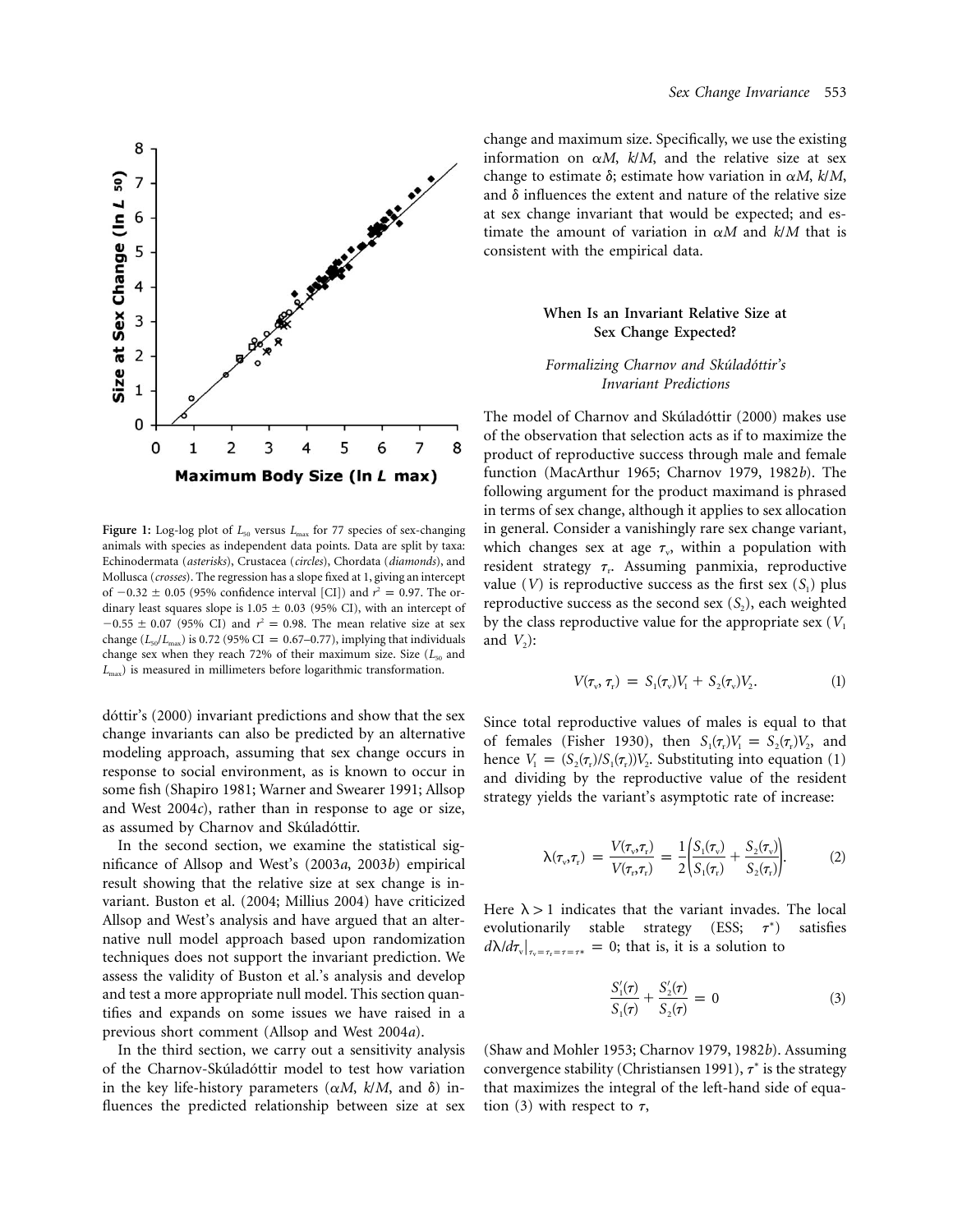**Figure 1:** Log-log plot of $L_{50}$ versus $L_{max}$ for 77 species of sex-changing animals with species as independent data points. Data are split by taxa: Echinodermata (*asterisks*), Crustacea (*circles*), Chordata (*diamonds*), and Mollusca (*crosses*). The regression has a slope fixed at 1, giving an intercept of $-0.32 \pm 0.05$ (95% confidence interval [CI]) and $r^2 = 0.97$. The ordinary least squares slope is $1.05 \pm 0.03$ (95% CI), with an intercept of $-0.55 \pm 0.07$ (95% CI) and $r^2 = 0.98$. The mean relative size at sex change ($L_{50}/L_{max}$) is 0.72 (95% CI = 0.67–0.77), implying that individuals change sex when they reach 72% of their maximum size. Size ($L_{50}$ and $L_{max}$) is measured in millimeters before logarithmic transformation.

dóttir's (2000) invariant predictions and show that the sex change invariants can also be predicted by an alternative modeling approach, assuming that sex change occurs in response to social environment, as is known to occur in some fish (Shapiro 1981; Warner and Swearer 1991; Allsop and West 2004*c*), rather than in response to age or size, as assumed by Charnov and Skúladóttir.

In the second section, we examine the statistical significance of Allsop and West's (2003*a*, 2003*b*) empirical result showing that the relative size at sex change is invariant. Buston et al. (2004; Millius 2004) have criticized Allsop and West's analysis and have argued that an alternative null model approach based upon randomization techniques does not support the invariant prediction. We assess the validity of Buston et al.'s analysis and develop and test a more appropriate null model. This section quantifies and expands on some issues we have raised in a previous short comment (Allsop and West 2004*a*).

In the third section, we carry out a sensitivity analysis of the Charnov-Skúladóttir model to test how variation in the key life-history parameters ($\alpha M$, $k/M$, and $\delta$) influences the predicted relationship between size at sex change and maximum size. Specifically, we use the existing information on $\alpha M$, $k/M$, and the relative size at sex change to estimate $\delta$; estimate how variation in $\alpha M$, $k/M$, and $\delta$ influences the extent and nature of the relative size at sex change invariant that would be expected; and estimate the amount of variation in $\alpha M$ and $k/M$ that is consistent with the empirical data.

## When Is an Invariant Relative Size at Sex Change Expected?

### *Formalizing Charnov and Skúladóttir's Invariant Predictions*

The model of Charnov and Skúladóttir (2000) makes use of the observation that selection acts as if to maximize the product of reproductive success through male and female function (MacArthur 1965; Charnov 1979, 1982*b*). The following argument for the product maximand is phrased in terms of sex change, although it applies to sex allocation in general. Consider a vanishingly rare sex change variant, which changes sex at age $\tau_v$, within a population with resident strategy $\tau_r$. Assuming panmixia, reproductive value ($V$) is reproductive success as the first sex ($S_1$) plus reproductive success as the second sex ($S_2$), each weighted by the class reproductive value for the appropriate sex ($V_1$ and $V_2$):

$$V(\tau_v, \tau_r) = S_1(\tau_v)V_1 + S_2(\tau_v)V_2. \tag{1}$$

Since total reproductive values of males is equal to that of females (Fisher 1930), then $S_1(\tau_r)V_1 = S_2(\tau_r)V_2$, and hence $V_1 = (S_2(\tau_r)/S_1(\tau_r))V_2$. Substituting into equation (1) and dividing by the reproductive value of the resident strategy yields the variant's asymptotic rate of increase:

$$\lambda(\tau_v,\tau_r) = \frac{V(\tau_v,\tau_r)}{V(\tau_r,\tau_r)} = \frac{1}{2}\left(\frac{S_1(\tau_v)}{S_1(\tau_r)} + \frac{S_2(\tau_v)}{S_2(\tau_r)}\right). \tag{2}$$

Here $\lambda > 1$ indicates that the variant invades. The local evolutionarily stable strategy (ESS; $\tau^*$) satisfies $d\lambda/d\tau_v|_{\tau_v=\tau_r=\tau=\tau^*} = 0$; that is, it is a solution to

$$\frac{S_1'(\tau)}{S_1(\tau)} + \frac{S_2'(\tau)}{S_2(\tau)} = 0 \tag{3}$$

(Shaw and Mohler 1953; Charnov 1979, 1982*b*). Assuming convergence stability (Christiansen 1991), $\tau^*$ is the strategy that maximizes the integral of the left-hand side of equation (3) with respect to $\tau$,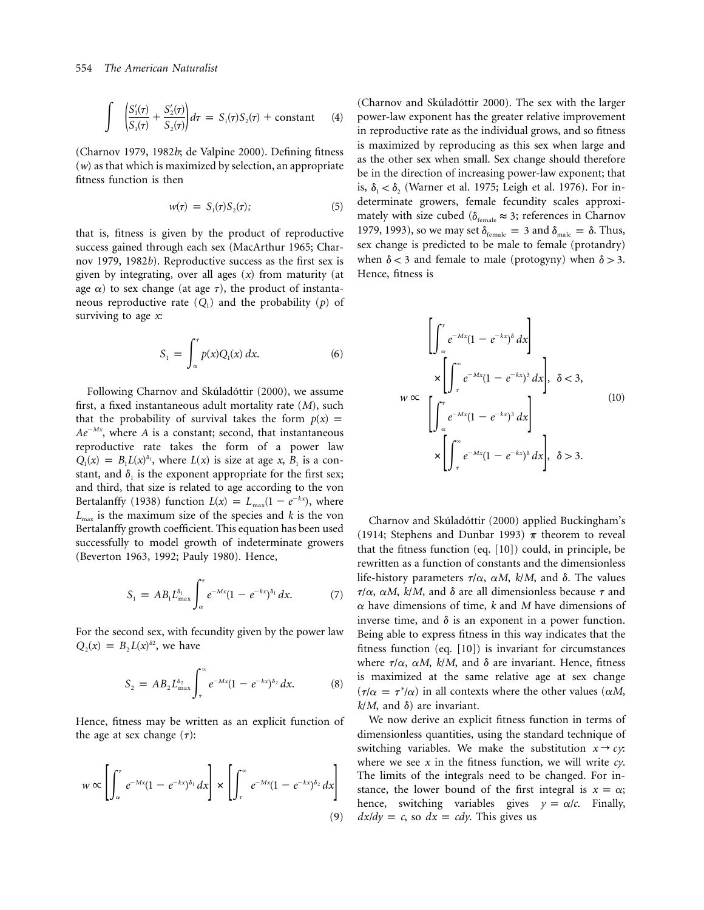$$\int \left(\frac{S_1'(\tau)}{S_1(\tau)} + \frac{S_2'(\tau)}{S_2(\tau)}\right) d\tau = S_1(\tau)S_2(\tau) + \text{constant} \quad (4)$$

(Charnov 1979, 1982*b*; de Valpine 2000). Defining fitness ($w$) as that which is maximized by selection, an appropriate fitness function is then

$$w(\tau) = S_1(\tau)S_2(\tau); \quad (5)$$

that is, fitness is given by the product of reproductive success gained through each sex (MacArthur 1965; Charnov 1979, 1982*b*). Reproductive success as the first sex is given by integrating, over all ages ($x$) from maturity (at age $\alpha$) to sex change (at age $\tau$), the product of instantaneous reproductive rate ($Q_1$) and the probability ($p$) of surviving to age $x$:

$$S_1 = \int_{\alpha}^{\tau} p(x)Q_1(x)\, dx. \quad (6)$$

Following Charnov and Skúladóttir (2000), we assume first, a fixed instantaneous adult mortality rate ($M$), such that the probability of survival takes the form $p(x) = Ae^{-Mx}$, where $A$ is a constant; second, that instantaneous reproductive rate takes the form of a power law $Q_1(x) = B_1L(x)^{\delta_1}$, where $L(x)$ is size at age $x$, $B_1$ is a constant, and $\delta_1$ is the exponent appropriate for the first sex; and third, that size is related to age according to the von Bertalanffy (1938) function $L(x) = L_{\max}(1 - e^{-kx})$, where $L_{\max}$ is the maximum size of the species and $k$ is the von Bertalanffy growth coefficient. This equation has been used successfully to model growth of indeterminate growers (Beverton 1963, 1992; Pauly 1980). Hence,

$$S_1 = AB_1L_{\max}^{\delta_1}\int_{\alpha}^{\tau} e^{-Mx}(1 - e^{-kx})^{\delta_1}\, dx. \quad (7)$$

For the second sex, with fecundity given by the power law $Q_2(x) = B_2L(x)^{\delta 2}$, we have

$$S_2 = AB_2L_{\max}^{\delta_2}\int_{\tau}^{\infty} e^{-Mx}(1 - e^{-kx})^{\delta_2}\, dx. \quad (8)$$

Hence, fitness may be written as an explicit function of the age at sex change ($\tau$):

$$w \propto \left[\int_{\alpha}^{\tau} e^{-Mx}(1 - e^{-kx})^{\delta_1}\, dx\right] \times \left[\int_{\tau}^{\infty} e^{-Mx}(1 - e^{-kx})^{\delta_2}\, dx\right] \quad (9)$$

(Charnov and Skúladóttir 2000). The sex with the larger power-law exponent has the greater relative improvement in reproductive rate as the individual grows, and so fitness is maximized by reproducing as this sex when large and as the other sex when small. Sex change should therefore be in the direction of increasing power-law exponent; that is, $\delta_1 < \delta_2$ (Warner et al. 1975; Leigh et al. 1976). For indeterminate growers, female fecundity scales approximately with size cubed ($\delta_{\text{female}} \approx 3$; references in Charnov 1979, 1993), so we may set $\delta_{\text{female}} = 3$ and $\delta_{\text{male}} = \delta$. Thus, sex change is predicted to be male to female (protandry) when $\delta < 3$ and female to male (protogyny) when $\delta > 3$. Hence, fitness is

$$w \propto \begin{cases} \left[\int_{\alpha}^{\tau} e^{-Mx}(1 - e^{-kx})^{\delta}\, dx\right] \times \left[\int_{\tau}^{\infty} e^{-Mx}(1 - e^{-kx})^{3}\, dx\right], & \delta < 3, \\ \left[\int_{\alpha}^{\tau} e^{-Mx}(1 - e^{-kx})^{3}\, dx\right] \times \left[\int_{\tau}^{\infty} e^{-Mx}(1 - e^{-kx})^{\delta}\, dx\right], & \delta > 3. \end{cases} \quad (10)$$

Charnov and Skúladóttir (2000) applied Buckingham's (1914; Stephens and Dunbar 1993) $\pi$ theorem to reveal that the fitness function (eq. [10]) could, in principle, be rewritten as a function of constants and the dimensionless life-history parameters $\tau/\alpha$, $\alpha M$, $k/M$, and $\delta$. The values $\tau/\alpha$, $\alpha M$, $k/M$, and $\delta$ are all dimensionless because $\tau$ and $\alpha$ have dimensions of time, $k$ and $M$ have dimensions of inverse time, and $\delta$ is an exponent in a power function. Being able to express fitness in this way indicates that the fitness function (eq. [10]) is invariant for circumstances where $\tau/\alpha$, $\alpha M$, $k/M$, and $\delta$ are invariant. Hence, fitness is maximized at the same relative age at sex change ($\tau/\alpha = \tau^*/\alpha$) in all contexts where the other values ($\alpha M$, $k/M$, and $\delta$) are invariant.

We now derive an explicit fitness function in terms of dimensionless quantities, using the standard technique of switching variables. We make the substitution $x \to cy$: where we see $x$ in the fitness function, we will write $cy$. The limits of the integrals need to be changed. For instance, the lower bound of the first integral is $x = \alpha$; hence, switching variables gives $y = \alpha/c$. Finally, $dx/dy = c$, so $dx = cdy$. This gives us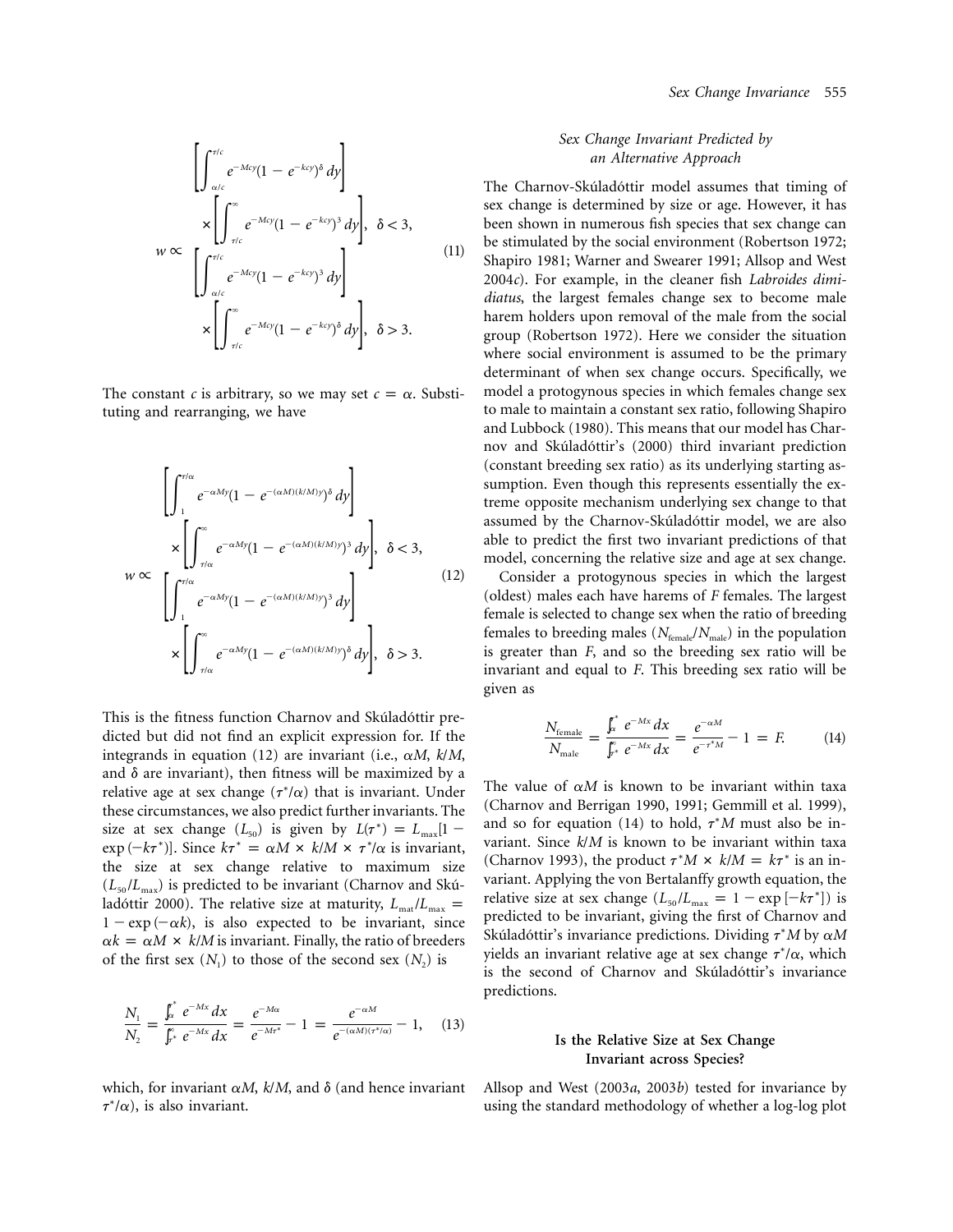$$
w \propto \begin{cases} \left[\int_{\alpha/c}^{\tau/c} e^{-Mcy}(1-e^{-kcy})^{\delta}\,dy\right] \times \left[\int_{\tau/c}^{\infty} e^{-Mcy}(1-e^{-kcy})^{3}\,dy\right], & \delta < 3, \\ \left[\int_{\alpha/c}^{\tau/c} e^{-Mcy}(1-e^{-kcy})^{3}\,dy\right] \times \left[\int_{\tau/c}^{\infty} e^{-Mcy}(1-e^{-kcy})^{\delta}\,dy\right], & \delta > 3. \end{cases} \quad (11)
$$

The constant $c$ is arbitrary, so we may set $c = \alpha$. Substituting and rearranging, we have

$$
w \propto \begin{cases} \left[\int_{1}^{\tau/\alpha} e^{-\alpha My}(1-e^{-(\alpha M)(k/M)y})^{\delta}\,dy\right] \times \left[\int_{\tau/\alpha}^{\infty} e^{-\alpha My}(1-e^{-(\alpha M)(k/M)y})^{3}\,dy\right], & \delta < 3, \\ \left[\int_{1}^{\tau/\alpha} e^{-\alpha My}(1-e^{-(\alpha M)(k/M)y})^{3}\,dy\right] \times \left[\int_{\tau/\alpha}^{\infty} e^{-\alpha My}(1-e^{-(\alpha M)(k/M)y})^{\delta}\,dy\right], & \delta > 3. \end{cases} \quad (12)
$$

This is the fitness function Charnov and Skúladóttir predicted but did not find an explicit expression for. If the integrands in equation (12) are invariant (i.e., $\alpha M$, $k/M$, and $\delta$ are invariant), then fitness will be maximized by a relative age at sex change ($\tau^*/\alpha$) that is invariant. Under these circumstances, we also predict further invariants. The size at sex change ($L_{50}$) is given by $L(\tau^*) = L_{\max}[1 - \exp(-k\tau^*)]$. Since $k\tau^* = \alpha M \times k/M \times \tau^*/\alpha$ is invariant, the size at sex change relative to maximum size ($L_{50}/L_{\max}$) is predicted to be invariant (Charnov and Skúladóttir 2000). The relative size at maturity, $L_{\mathrm{mat}}/L_{\max} = 1 - \exp(-\alpha k)$, is also expected to be invariant, since $\alpha k = \alpha M \times k/M$ is invariant. Finally, the ratio of breeders of the first sex ($N_1$) to those of the second sex ($N_2$) is

$$
\frac{N_1}{N_2} = \frac{\int_{\alpha}^{\tau^*} e^{-Mx}\,dx}{\int_{\tau^*}^{\infty} e^{-Mx}\,dx} = \frac{e^{-M\alpha}}{e^{-M\tau^*}} - 1 = \frac{e^{-\alpha M}}{e^{-(\alpha M)(\tau^*/\alpha)}} - 1, \quad (13)
$$

which, for invariant $\alpha M$, $k/M$, and $\delta$ (and hence invariant $\tau^*/\alpha$), is also invariant.

### Sex Change Invariant Predicted by an Alternative Approach

The Charnov-Skúladóttir model assumes that timing of sex change is determined by size or age. However, it has been shown in numerous fish species that sex change can be stimulated by the social environment (Robertson 1972; Shapiro 1981; Warner and Swearer 1991; Allsop and West 2004*c*). For example, in the cleaner fish *Labroides dimidiatus*, the largest females change sex to become male harem holders upon removal of the male from the social group (Robertson 1972). Here we consider the situation where social environment is assumed to be the primary determinant of when sex change occurs. Specifically, we model a protogynous species in which females change sex to male to maintain a constant sex ratio, following Shapiro and Lubbock (1980). This means that our model has Charnov and Skúladóttir's (2000) third invariant prediction (constant breeding sex ratio) as its underlying starting assumption. Even though this represents essentially the extreme opposite mechanism underlying sex change to that assumed by the Charnov-Skúladóttir model, we are also able to predict the first two invariant predictions of that model, concerning the relative size and age at sex change.

Consider a protogynous species in which the largest (oldest) males each have harems of $F$ females. The largest female is selected to change sex when the ratio of breeding females to breeding males ($N_{\mathrm{female}}/N_{\mathrm{male}}$) in the population is greater than $F$, and so the breeding sex ratio will be invariant and equal to $F$. This breeding sex ratio will be given as

$$
\frac{N_{\mathrm{female}}}{N_{\mathrm{male}}} = \frac{\int_{\alpha}^{\tau^*} e^{-Mx}\,dx}{\int_{\tau^*}^{\infty} e^{-Mx}\,dx} = \frac{e^{-\alpha M}}{e^{-\tau^* M}} - 1 = F. \quad (14)
$$

The value of $\alpha M$ is known to be invariant within taxa (Charnov and Berrigan 1990, 1991; Gemmill et al. 1999), and so for equation (14) to hold, $\tau^* M$ must also be invariant. Since $k/M$ is known to be invariant within taxa (Charnov 1993), the product $\tau^* M \times k/M = k\tau^*$ is an invariant. Applying the von Bertalanffy growth equation, the relative size at sex change ($L_{50}/L_{\max} = 1 - \exp[-k\tau^*]$) is predicted to be invariant, giving the first of Charnov and Skúladóttir's invariance predictions. Dividing $\tau^* M$ by $\alpha M$ yields an invariant relative age at sex change $\tau^*/\alpha$, which is the second of Charnov and Skúladóttir's invariance predictions.

## Is the Relative Size at Sex Change Invariant across Species?

Allsop and West (2003*a*, 2003*b*) tested for invariance by using the standard methodology of whether a log-log plot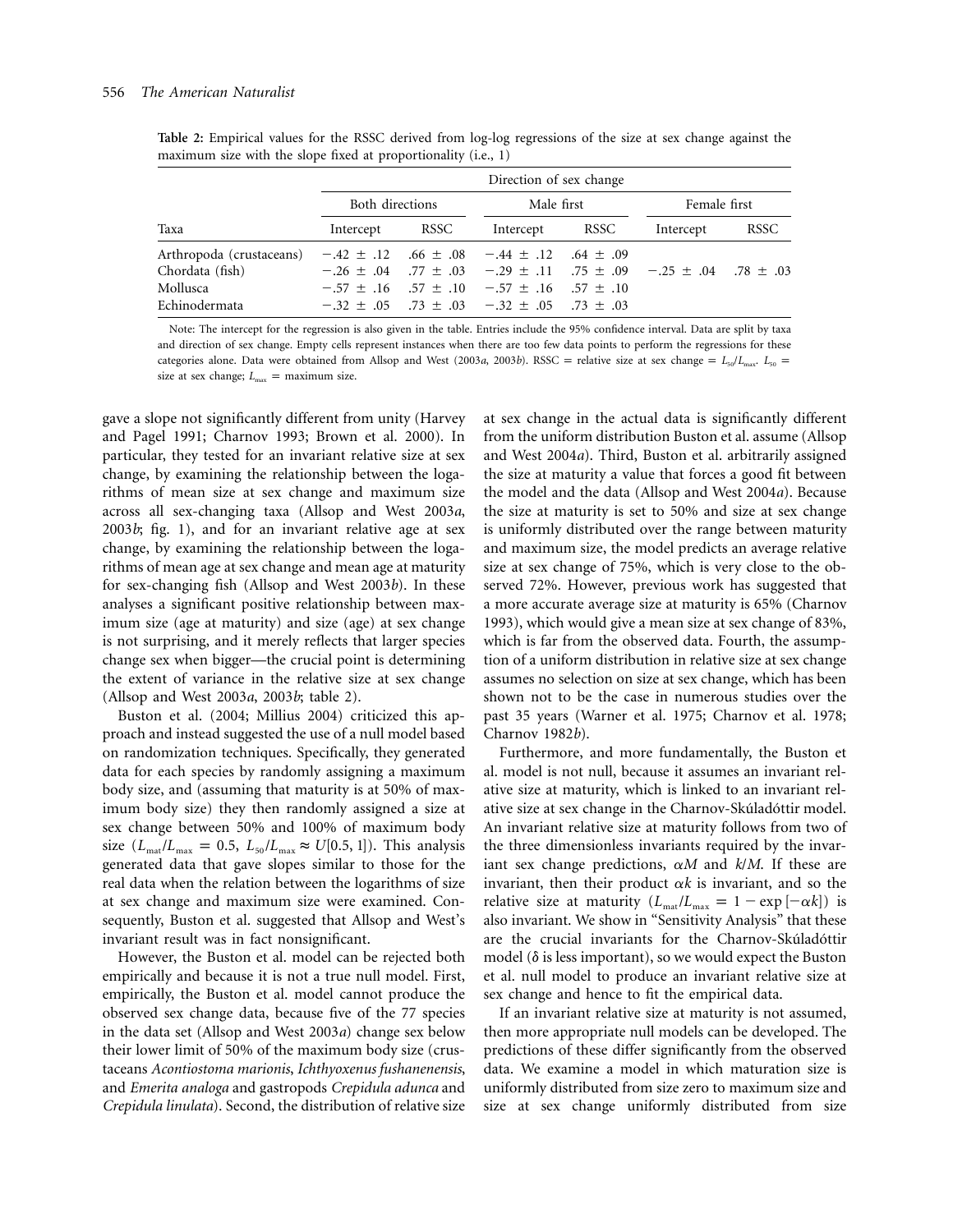**Table 2:** Empirical values for the RSSC derived from log-log regressions of the size at sex change against the maximum size with the slope fixed at proportionality (i.e., 1)

| Taxa | Both directions | | Male first | | Female first | |
|---|---|---|---|---|---|---|
| | Intercept | RSSC | Intercept | RSSC | Intercept | RSSC |
| Arthropoda (crustaceans) | $-.42 \pm .12$ | $.66 \pm .08$ | $-.44 \pm .12$ | $.64 \pm .09$ | | |
| Chordata (fish) | $-.26 \pm .04$ | $.77 \pm .03$ | $-.29 \pm .11$ | $.75 \pm .09$ | $-.25 \pm .04$ | $.78 \pm .03$ |
| Mollusca | $-.57 \pm .16$ | $.57 \pm .10$ | $-.57 \pm .16$ | $.57 \pm .10$ | | |
| Echinodermata | $-.32 \pm .05$ | $.73 \pm .03$ | $-.32 \pm .05$ | $.73 \pm .03$ | | |

Note: The intercept for the regression is also given in the table. Entries include the 95% confidence interval. Data are split by taxa and direction of sex change. Empty cells represent instances when there are too few data points to perform the regressions for these categories alone. Data were obtained from Allsop and West (2003*a*, 2003*b*). RSSC = relative size at sex change = $L_{50}/L_{max}$. $L_{50}$ = size at sex change; $L_{max}$ = maximum size.

gave a slope not significantly different from unity (Harvey and Pagel 1991; Charnov 1993; Brown et al. 2000). In particular, they tested for an invariant relative size at sex change, by examining the relationship between the logarithms of mean size at sex change and maximum size across all sex-changing taxa (Allsop and West 2003*a*, 2003*b*; fig. 1), and for an invariant relative age at sex change, by examining the relationship between the logarithms of mean age at sex change and mean age at maturity for sex-changing fish (Allsop and West 2003*b*). In these analyses a significant positive relationship between maximum size (age at maturity) and size (age) at sex change is not surprising, and it merely reflects that larger species change sex when bigger—the crucial point is determining the extent of variance in the relative size at sex change (Allsop and West 2003*a*, 2003*b*; table 2).

Buston et al. (2004; Millius 2004) criticized this approach and instead suggested the use of a null model based on randomization techniques. Specifically, they generated data for each species by randomly assigning a maximum body size, and (assuming that maturity is at 50% of maximum body size) they then randomly assigned a size at sex change between 50% and 100% of maximum body size ($L_{mat}/L_{max} = 0.5$, $L_{50}/L_{max} \approx U[0.5, 1]$). This analysis generated data that gave slopes similar to those for the real data when the relation between the logarithms of size at sex change and maximum size were examined. Consequently, Buston et al. suggested that Allsop and West's invariant result was in fact nonsignificant.

However, the Buston et al. model can be rejected both empirically and because it is not a true null model. First, empirically, the Buston et al. model cannot produce the observed sex change data, because five of the 77 species in the data set (Allsop and West 2003*a*) change sex below their lower limit of 50% of the maximum body size (crustaceans *Acontiostoma marionis*, *Ichthyoxenus fushanenensis*, and *Emerita analoga* and gastropods *Crepidula adunca* and *Crepidula linulata*). Second, the distribution of relative size at sex change in the actual data is significantly different from the uniform distribution Buston et al. assume (Allsop and West 2004*a*). Third, Buston et al. arbitrarily assigned the size at maturity a value that forces a good fit between the model and the data (Allsop and West 2004*a*). Because the size at maturity is set to 50% and size at sex change is uniformly distributed over the range between maturity and maximum size, the model predicts an average relative size at sex change of 75%, which is very close to the observed 72%. However, previous work has suggested that a more accurate average size at maturity is 65% (Charnov 1993), which would give a mean size at sex change of 83%, which is far from the observed data. Fourth, the assumption of a uniform distribution in relative size at sex change assumes no selection on size at sex change, which has been shown not to be the case in numerous studies over the past 35 years (Warner et al. 1975; Charnov et al. 1978; Charnov 1982*b*).

Furthermore, and more fundamentally, the Buston et al. model is not null, because it assumes an invariant relative size at maturity, which is linked to an invariant relative size at sex change in the Charnov-Skúladóttir model. An invariant relative size at maturity follows from two of the three dimensionless invariants required by the invariant sex change predictions, $\alpha M$ and $k/M$. If these are invariant, then their product $\alpha k$ is invariant, and so the relative size at maturity ($L_{mat}/L_{max} = 1 - \exp[-\alpha k]$) is also invariant. We show in "Sensitivity Analysis" that these are the crucial invariants for the Charnov-Skúladóttir model ($\delta$ is less important), so we would expect the Buston et al. null model to produce an invariant relative size at sex change and hence to fit the empirical data.

If an invariant relative size at maturity is not assumed, then more appropriate null models can be developed. The predictions of these differ significantly from the observed data. We examine a model in which maturation size is uniformly distributed from size zero to maximum size and size at sex change uniformly distributed from size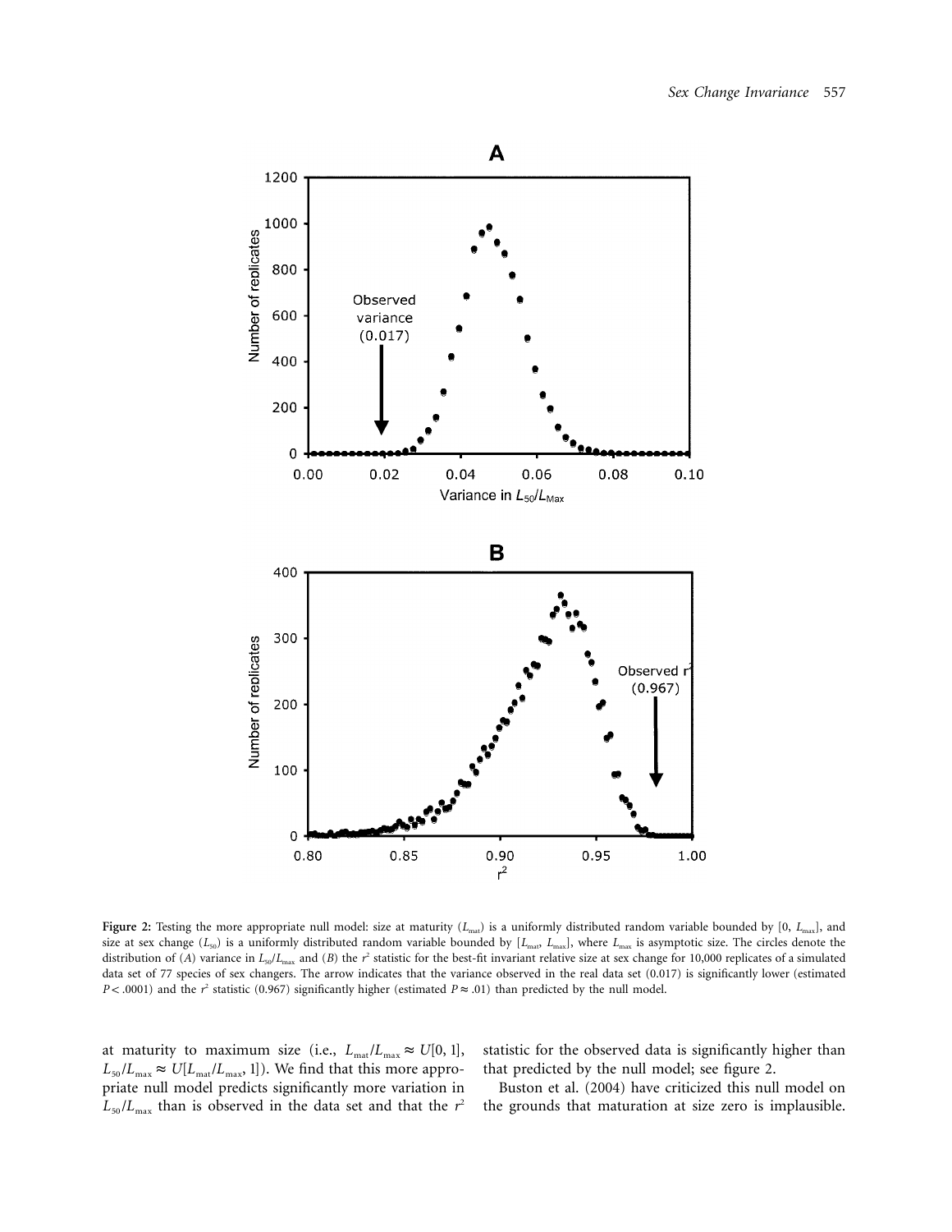**Figure 2:** Testing the more appropriate null model: size at maturity ($L_{mat}$) is a uniformly distributed random variable bounded by $[0, L_{max}]$, and size at sex change ($L_{50}$) is a uniformly distributed random variable bounded by $[L_{mat}, L_{max}]$, where $L_{max}$ is asymptotic size. The circles denote the distribution of (*A*) variance in $L_{50}/L_{max}$ and (*B*) the $r^2$ statistic for the best-fit invariant relative size at sex change for 10,000 replicates of a simulated data set of 77 species of sex changers. The arrow indicates that the variance observed in the real data set (0.017) is significantly lower (estimated $P < .0001$) and the $r^2$ statistic (0.967) significantly higher (estimated $P \approx .01$) than predicted by the null model.

at maturity to maximum size (i.e., $L_{mat}/L_{max} \approx U[0, 1]$, $L_{50}/L_{max} \approx U[L_{mat}/L_{max}, 1]$). We find that this more appropriate null model predicts significantly more variation in $L_{50}/L_{max}$ than is observed in the data set and that the $r^2$ statistic for the observed data is significantly higher than that predicted by the null model; see figure 2.

Buston et al. (2004) have criticized this null model on the grounds that maturation at size zero is implausible.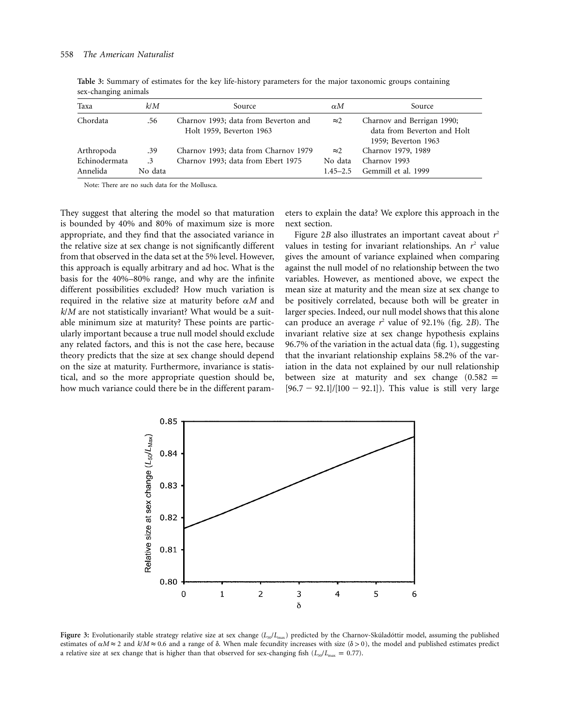**Table 3:** Summary of estimates for the key life-history parameters for the major taxonomic groups containing sex-changing animals

| Taxa | $k/M$ | Source | $\alpha M$ | Source |
|---|---|---|---|---|
| Chordata | .56 | Charnov 1993; data from Beverton and Holt 1959, Beverton 1963 | ≈2 | Charnov and Berrigan 1990; data from Beverton and Holt 1959; Beverton 1963 |
| Arthropoda | .39 | Charnov 1993; data from Charnov 1979 | ≈2 | Charnov 1979, 1989 |
| Echinodermata | .3 | Charnov 1993; data from Ebert 1975 | No data | Charnov 1993 |
| Annelida | No data | | 1.45–2.5 | Gemmill et al. 1999 |

Note: There are no such data for the Mollusca.

They suggest that altering the model so that maturation is bounded by 40% and 80% of maximum size is more appropriate, and they find that the associated variance in the relative size at sex change is not significantly different from that observed in the data set at the 5% level. However, this approach is equally arbitrary and ad hoc. What is the basis for the 40%–80% range, and why are the infinite different possibilities excluded? How much variation is required in the relative size at maturity before $\alpha M$ and $k/M$ are not statistically invariant? What would be a suitable minimum size at maturity? These points are particularly important because a true null model should exclude any related factors, and this is not the case here, because theory predicts that the size at sex change should depend on the size at maturity. Furthermore, invariance is statistical, and so the more appropriate question should be, how much variance could there be in the different parameters to explain the data? We explore this approach in the next section.

Figure 2*B* also illustrates an important caveat about $r^2$ values in testing for invariant relationships. An $r^2$ value gives the amount of variance explained when comparing against the null model of no relationship between the two variables. However, as mentioned above, we expect the mean size at maturity and the mean size at sex change to be positively correlated, because both will be greater in larger species. Indeed, our null model shows that this alone can produce an average $r^2$ value of 92.1% (fig. 2*B*). The invariant relative size at sex change hypothesis explains 96.7% of the variation in the actual data (fig. 1), suggesting that the invariant relationship explains 58.2% of the variation in the data not explained by our null relationship between size at maturity and sex change ($0.582 = [96.7 - 92.1]/[100 - 92.1]$). This value is still very large

**Figure 3:** Evolutionarily stable strategy relative size at sex change ($L_{50}/L_{max}$) predicted by the Charnov-Skúladóttir model, assuming the published estimates of $\alpha M \approx 2$ and $k/M \approx 0.6$ and a range of $\delta$. When male fecundity increases with size ($\delta > 0$), the model and published estimates predict a relative size at sex change that is higher than that observed for sex-changing fish ($L_{50}/L_{max} = 0.77$).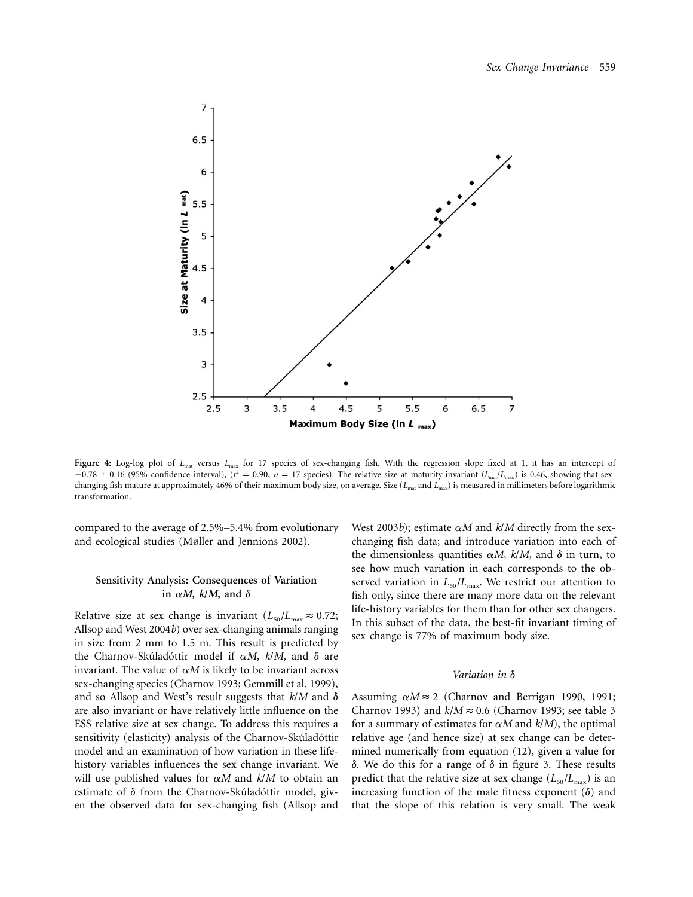**Figure 4:** Log-log plot of $L_{mat}$ versus $L_{max}$ for 17 species of sex-changing fish. With the regression slope fixed at 1, it has an intercept of $-0.78 \pm 0.16$ (95% confidence interval), ($r^2 = 0.90$, $n = 17$ species). The relative size at maturity invariant ($L_{mat}/L_{max}$) is 0.46, showing that sex-changing fish mature at approximately 46% of their maximum body size, on average. Size ($L_{mat}$ and $L_{max}$) is measured in millimeters before logarithmic transformation.

compared to the average of 2.5%–5.4% from evolutionary and ecological studies (Møller and Jennions 2002).

## Sensitivity Analysis: Consequences of Variation in $\alpha M$, $k/M$, and $\delta$

Relative size at sex change is invariant ($L_{50}/L_{max} \approx 0.72$; Allsop and West 2004*b*) over sex-changing animals ranging in size from 2 mm to 1.5 m. This result is predicted by the Charnov-Skúladóttir model if $\alpha M$, $k/M$, and $\delta$ are invariant. The value of $\alpha M$ is likely to be invariant across sex-changing species (Charnov 1993; Gemmill et al. 1999), and so Allsop and West's result suggests that $k/M$ and $\delta$ are also invariant or have relatively little influence on the ESS relative size at sex change. To address this requires a sensitivity (elasticity) analysis of the Charnov-Skúladóttir model and an examination of how variation in these life-history variables influences the sex change invariant. We will use published values for $\alpha M$ and $k/M$ to obtain an estimate of $\delta$ from the Charnov-Skúladóttir model, given the observed data for sex-changing fish (Allsop and West 2003*b*); estimate $\alpha M$ and $k/M$ directly from the sex-changing fish data; and introduce variation into each of the dimensionless quantities $\alpha M$, $k/M$, and $\delta$ in turn, to see how much variation in each corresponds to the observed variation in $L_{50}/L_{max}$. We restrict our attention to fish only, since there are many more data on the relevant life-history variables for them than for other sex changers. In this subset of the data, the best-fit invariant timing of sex change is 77% of maximum body size.

### Variation in $\delta$

Assuming $\alpha M \approx 2$ (Charnov and Berrigan 1990, 1991; Charnov 1993) and $k/M \approx 0.6$ (Charnov 1993; see table 3 for a summary of estimates for $\alpha M$ and $k/M$), the optimal relative age (and hence size) at sex change can be determined numerically from equation (12), given a value for $\delta$. We do this for a range of $\delta$ in figure 3. These results predict that the relative size at sex change ($L_{50}/L_{max}$) is an increasing function of the male fitness exponent ($\delta$) and that the slope of this relation is very small. The weak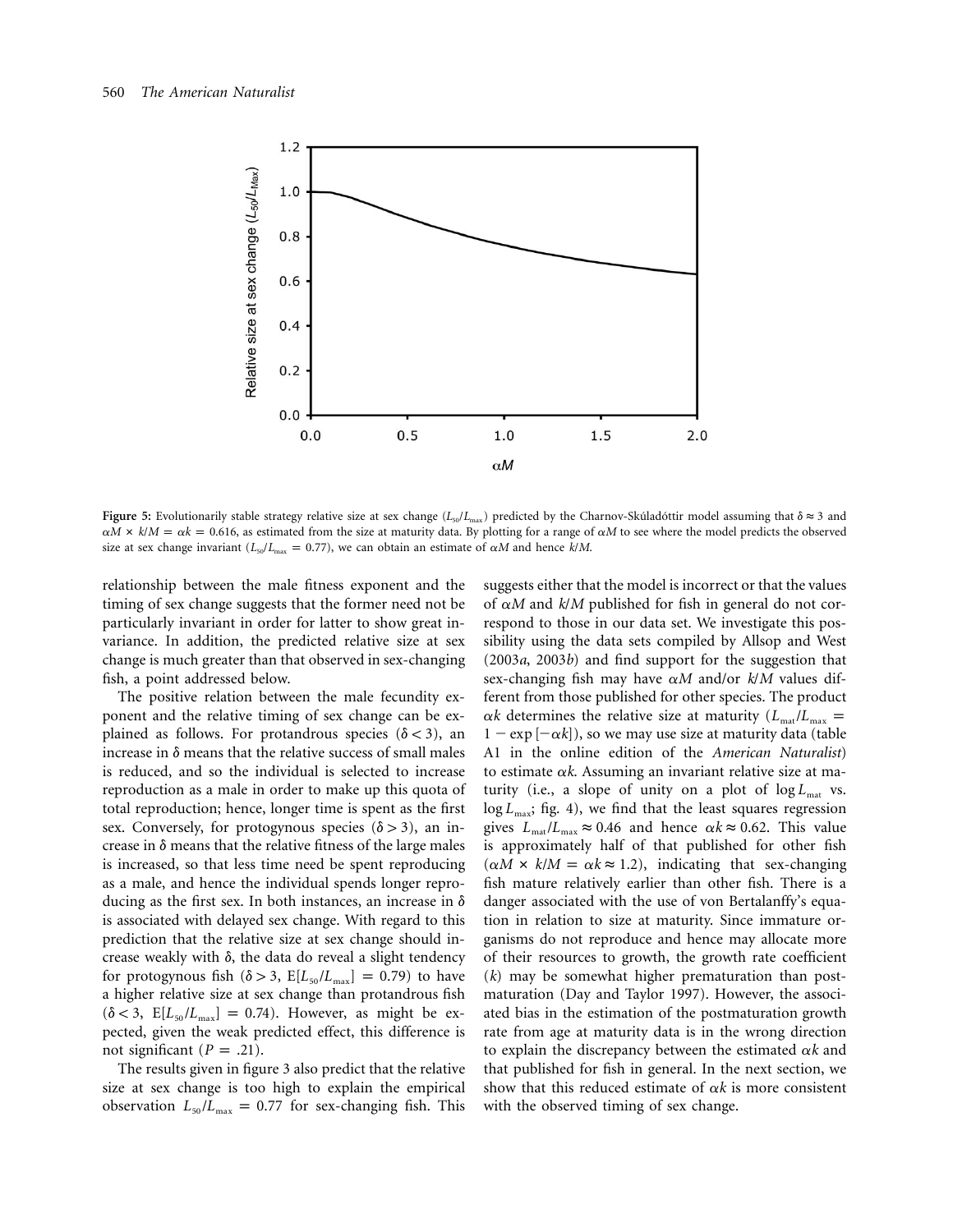Figure 5: Evolutionarily stable strategy relative size at sex change ($L_{50}/L_{max}$) predicted by the Charnov-Skúladóttir model assuming that $\delta \approx 3$ and $\alpha M \times k/M = \alpha k = 0.616$, as estimated from the size at maturity data. By plotting for a range of $\alpha M$ to see where the model predicts the observed size at sex change invariant ($L_{50}/L_{max} = 0.77$), we can obtain an estimate of $\alpha M$ and hence $k/M$.

relationship between the male fitness exponent and the timing of sex change suggests that the former need not be particularly invariant in order for latter to show great invariance. In addition, the predicted relative size at sex change is much greater than that observed in sex-changing fish, a point addressed below.

The positive relation between the male fecundity exponent and the relative timing of sex change can be explained as follows. For protandrous species ($\delta < 3$), an increase in $\delta$ means that the relative success of small males is reduced, and so the individual is selected to increase reproduction as a male in order to make up this quota of total reproduction; hence, longer time is spent as the first sex. Conversely, for protogynous species ($\delta > 3$), an increase in $\delta$ means that the relative fitness of the large males is increased, so that less time need be spent reproducing as a male, and hence the individual spends longer reproducing as the first sex. In both instances, an increase in $\delta$ is associated with delayed sex change. With regard to this prediction that the relative size at sex change should increase weakly with $\delta$, the data do reveal a slight tendency for protogynous fish ($\delta > 3$, $E[L_{50}/L_{max}] = 0.79$) to have a higher relative size at sex change than protandrous fish ($\delta < 3$, $E[L_{50}/L_{max}] = 0.74$). However, as might be expected, given the weak predicted effect, this difference is not significant ($P = .21$).

The results given in figure 3 also predict that the relative size at sex change is too high to explain the empirical observation $L_{50}/L_{max} = 0.77$ for sex-changing fish. This suggests either that the model is incorrect or that the values of $\alpha M$ and $k/M$ published for fish in general do not correspond to those in our data set. We investigate this possibility using the data sets compiled by Allsop and West (2003*a*, 2003*b*) and find support for the suggestion that sex-changing fish may have $\alpha M$ and/or $k/M$ values different from those published for other species. The product $\alpha k$ determines the relative size at maturity ($L_{mat}/L_{max} = 1 - \exp[-\alpha k]$), so we may use size at maturity data (table A1 in the online edition of the *American Naturalist*) to estimate $\alpha k$. Assuming an invariant relative size at maturity (i.e., a slope of unity on a plot of $\log L_{mat}$ vs. $\log L_{max}$; fig. 4), we find that the least squares regression gives $L_{mat}/L_{max} \approx 0.46$ and hence $\alpha k \approx 0.62$. This value is approximately half of that published for other fish ($\alpha M \times k/M = \alpha k \approx 1.2$), indicating that sex-changing fish mature relatively earlier than other fish. There is a danger associated with the use of von Bertalanffy's equation in relation to size at maturity. Since immature organisms do not reproduce and hence may allocate more of their resources to growth, the growth rate coefficient ($k$) may be somewhat higher prematuration than postmaturation (Day and Taylor 1997). However, the associated bias in the estimation of the postmaturation growth rate from age at maturity data is in the wrong direction to explain the discrepancy between the estimated $\alpha k$ and that published for fish in general. In the next section, we show that this reduced estimate of $\alpha k$ is more consistent with the observed timing of sex change.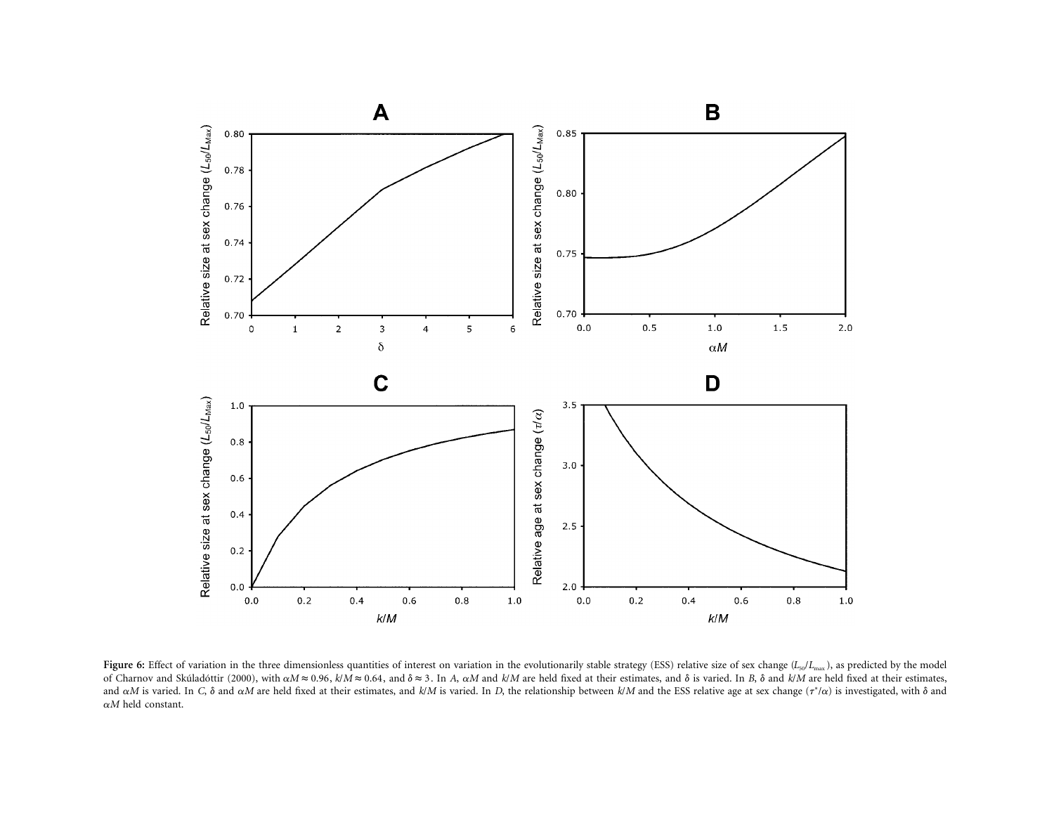**Figure 6:** Effect of variation in the three dimensionless quantities of interest on variation in the evolutionarily stable strategy (ESS) relative size of sex change ($L_{50}/L_{max}$), as predicted by the model of Charnov and Skúladóttir (2000), with $\alpha M \approx 0.96$, $k/M \approx 0.64$, and $\delta \approx 3$. In *A*, $\alpha M$ and $k/M$ are held fixed at their estimates, and $\delta$ is varied. In *B*, $\delta$ and $k/M$ are held fixed at their estimates, and $\alpha M$ is varied. In *C*, $\delta$ and $\alpha M$ are held fixed at their estimates, and $k/M$ is varied. In *D*, the relationship between $k/M$ and the ESS relative age at sex change ($\tau^*/\alpha$) is investigated, with $\delta$ and $\alpha M$ held constant.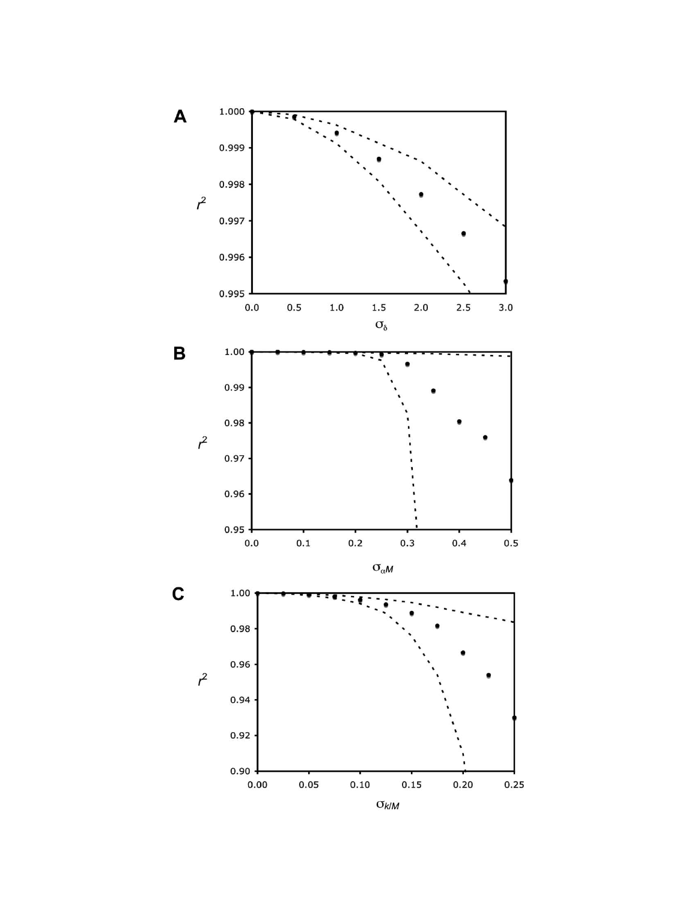A

$r^2$

$\sigma_\delta$

B

$r^2$

$\sigma_{\alpha M}$

C

$r^2$

$\sigma_{k/M}$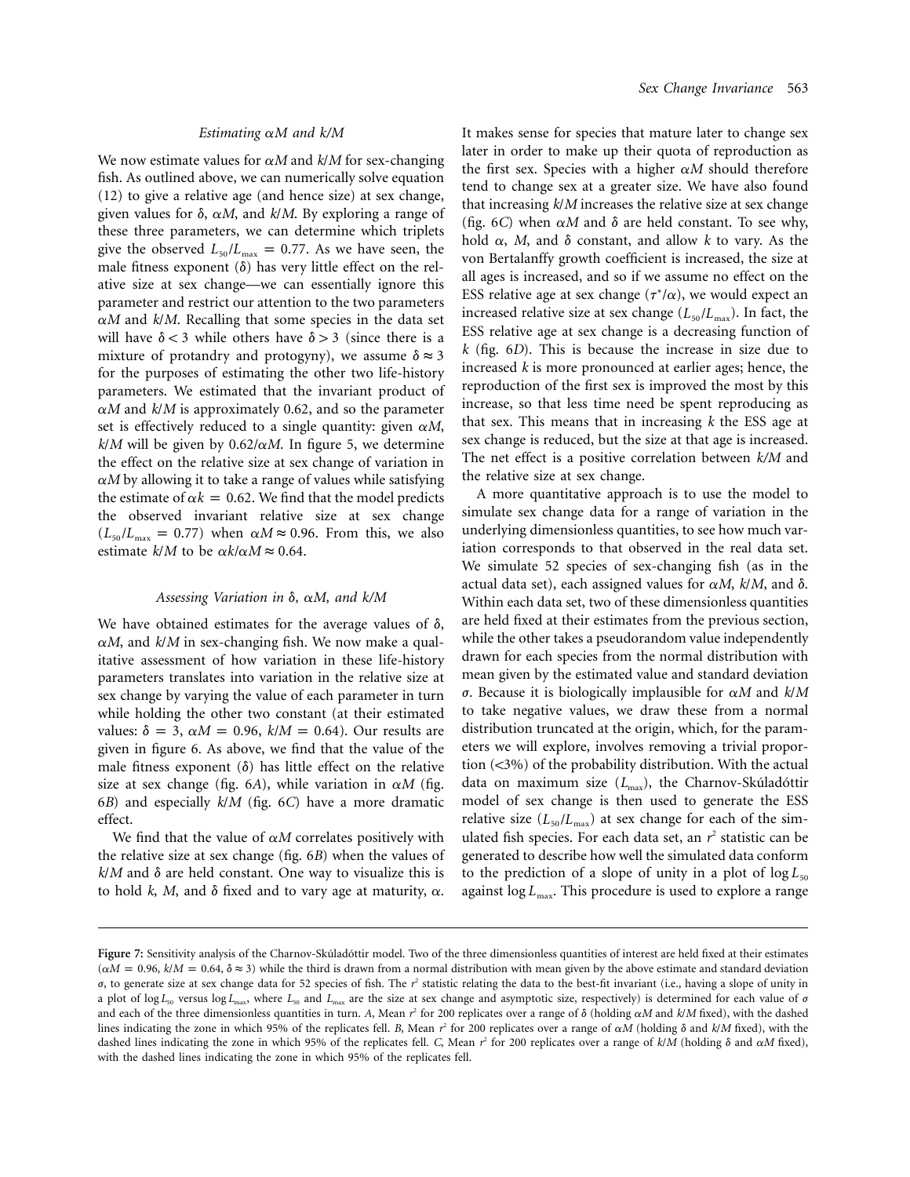### Estimating $\alpha M$ and $k/M$

We now estimate values for $\alpha M$ and $k/M$ for sex-changing fish. As outlined above, we can numerically solve equation (12) to give a relative age (and hence size) at sex change, given values for $\delta$, $\alpha M$, and $k/M$. By exploring a range of these three parameters, we can determine which triplets give the observed $L_{50}/L_{max} = 0.77$. As we have seen, the male fitness exponent ($\delta$) has very little effect on the relative size at sex change—we can essentially ignore this parameter and restrict our attention to the two parameters $\alpha M$ and $k/M$. Recalling that some species in the data set will have $\delta < 3$ while others have $\delta > 3$ (since there is a mixture of protandry and protogyny), we assume $\delta \approx 3$ for the purposes of estimating the other two life-history parameters. We estimated that the invariant product of $\alpha M$ and $k/M$ is approximately 0.62, and so the parameter set is effectively reduced to a single quantity: given $\alpha M$, $k/M$ will be given by $0.62/\alpha M$. In figure 5, we determine the effect on the relative size at sex change of variation in $\alpha M$ by allowing it to take a range of values while satisfying the estimate of $\alpha k = 0.62$. We find that the model predicts the observed invariant relative size at sex change ($L_{50}/L_{max} = 0.77$) when $\alpha M \approx 0.96$. From this, we also estimate $k/M$ to be $\alpha k/\alpha M \approx 0.64$.

### Assessing Variation in $\delta$, $\alpha M$, and $k/M$

We have obtained estimates for the average values of $\delta$, $\alpha M$, and $k/M$ in sex-changing fish. We now make a qualitative assessment of how variation in these life-history parameters translates into variation in the relative size at sex change by varying the value of each parameter in turn while holding the other two constant (at their estimated values: $\delta = 3$, $\alpha M = 0.96$, $k/M = 0.64$). Our results are given in figure 6. As above, we find that the value of the male fitness exponent ($\delta$) has little effect on the relative size at sex change (fig. 6*A*), while variation in $\alpha M$ (fig. 6*B*) and especially $k/M$ (fig. 6*C*) have a more dramatic effect.

We find that the value of $\alpha M$ correlates positively with the relative size at sex change (fig. 6*B*) when the values of $k/M$ and $\delta$ are held constant. One way to visualize this is to hold $k$, $M$, and $\delta$ fixed and to vary age at maturity, $\alpha$. It makes sense for species that mature later to change sex later in order to make up their quota of reproduction as the first sex. Species with a higher $\alpha M$ should therefore tend to change sex at a greater size. We have also found that increasing $k/M$ increases the relative size at sex change (fig. 6*C*) when $\alpha M$ and $\delta$ are held constant. To see why, hold $\alpha$, $M$, and $\delta$ constant, and allow $k$ to vary. As the von Bertalanffy growth coefficient is increased, the size at all ages is increased, and so if we assume no effect on the ESS relative age at sex change ($\tau^*/\alpha$), we would expect an increased relative size at sex change ($L_{50}/L_{max}$). In fact, the ESS relative age at sex change is a decreasing function of $k$ (fig. 6*D*). This is because the increase in size due to increased $k$ is more pronounced at earlier ages; hence, the reproduction of the first sex is improved the most by this increase, so that less time need be spent reproducing as that sex. This means that in increasing $k$ the ESS age at sex change is reduced, but the size at that age is increased. The net effect is a positive correlation between $k/M$ and the relative size at sex change.

A more quantitative approach is to use the model to simulate sex change data for a range of variation in the underlying dimensionless quantities, to see how much variation corresponds to that observed in the real data set. We simulate 52 species of sex-changing fish (as in the actual data set), each assigned values for $\alpha M$, $k/M$, and $\delta$. Within each data set, two of these dimensionless quantities are held fixed at their estimates from the previous section, while the other takes a pseudorandom value independently drawn for each species from the normal distribution with mean given by the estimated value and standard deviation $\sigma$. Because it is biologically implausible for $\alpha M$ and $k/M$ to take negative values, we draw these from a normal distribution truncated at the origin, which, for the parameters we will explore, involves removing a trivial proportion (<3%) of the probability distribution. With the actual data on maximum size ($L_{max}$), the Charnov-Skúladóttir model of sex change is then used to generate the ESS relative size ($L_{50}/L_{max}$) at sex change for each of the simulated fish species. For each data set, an $r^2$ statistic can be generated to describe how well the simulated data conform to the prediction of a slope of unity in a plot of $\log L_{50}$ against $\log L_{max}$. This procedure is used to explore a range

**Figure 7:** Sensitivity analysis of the Charnov-Skúladóttir model. Two of the three dimensionless quantities of interest are held fixed at their estimates ($\alpha M = 0.96$, $k/M = 0.64$, $\delta \approx 3$) while the third is drawn from a normal distribution with mean given by the above estimate and standard deviation $\sigma$, to generate size at sex change data for 52 species of fish. The $r^2$ statistic relating the data to the best-fit invariant (i.e., having a slope of unity in a plot of $\log L_{50}$ versus $\log L_{max}$, where $L_{50}$ and $L_{max}$ are the size at sex change and asymptotic size, respectively) is determined for each value of $\sigma$ and each of the three dimensionless quantities in turn. *A*, Mean $r^2$ for 200 replicates over a range of $\delta$ (holding $\alpha M$ and $k/M$ fixed), with the dashed lines indicating the zone in which 95% of the replicates fell. *B*, Mean $r^2$ for 200 replicates over a range of $\alpha M$ (holding $\delta$ and $k/M$ fixed), with the dashed lines indicating the zone in which 95% of the replicates fell. *C*, Mean $r^2$ for 200 replicates over a range of $k/M$ (holding $\delta$ and $\alpha M$ fixed), with the dashed lines indicating the zone in which 95% of the replicates fell.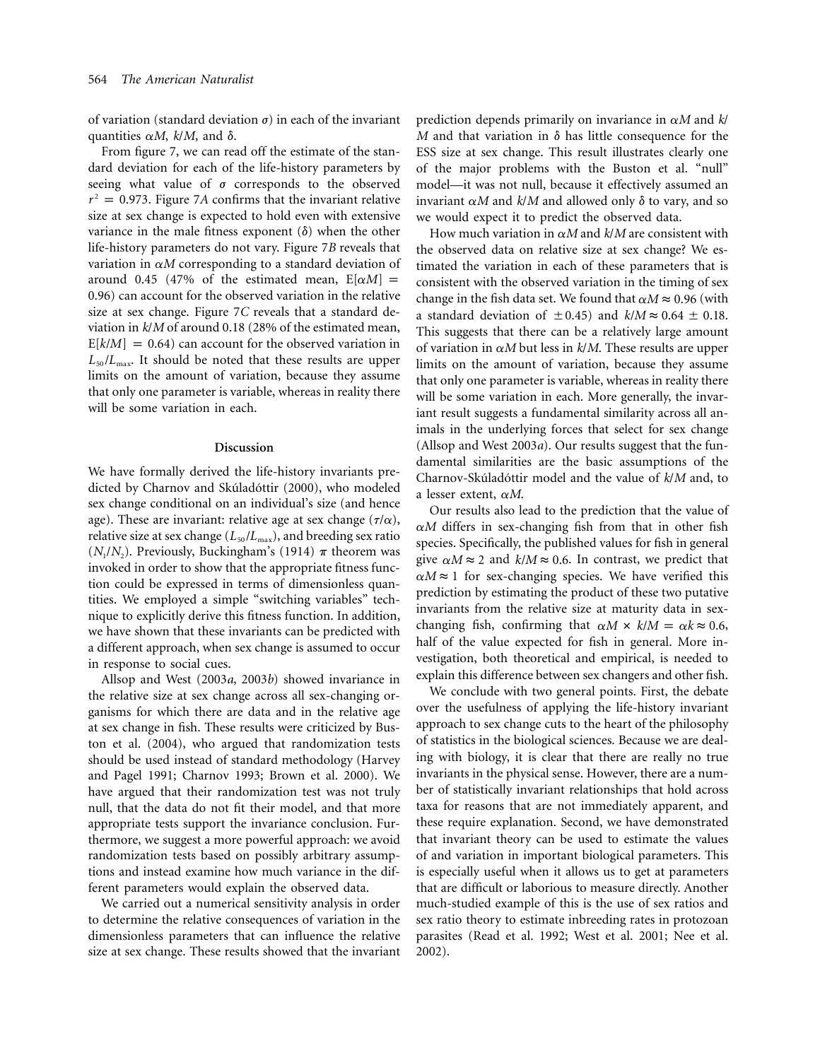of variation (standard deviation $\sigma$) in each of the invariant quantities $\alpha M$, $k/M$, and $\delta$.

From figure 7, we can read off the estimate of the standard deviation for each of the life-history parameters by seeing what value of $\sigma$ corresponds to the observed $r^2 = 0.973$. Figure 7*A* confirms that the invariant relative size at sex change is expected to hold even with extensive variance in the male fitness exponent ($\delta$) when the other life-history parameters do not vary. Figure 7*B* reveals that variation in $\alpha M$ corresponding to a standard deviation of around 0.45 (47% of the estimated mean, $E[\alpha M] = 0.96$) can account for the observed variation in the relative size at sex change. Figure 7*C* reveals that a standard deviation in $k/M$ of around 0.18 (28% of the estimated mean, $E[k/M] = 0.64$) can account for the observed variation in $L_{50}/L_{max}$. It should be noted that these results are upper limits on the amount of variation, because they assume that only one parameter is variable, whereas in reality there will be some variation in each.

## Discussion

We have formally derived the life-history invariants predicted by Charnov and Skúladóttir (2000), who modeled sex change conditional on an individual's size (and hence age). These are invariant: relative age at sex change ($\tau/\alpha$), relative size at sex change ($L_{50}/L_{max}$), and breeding sex ratio ($N_1/N_2$). Previously, Buckingham's (1914) $\pi$ theorem was invoked in order to show that the appropriate fitness function could be expressed in terms of dimensionless quantities. We employed a simple "switching variables" technique to explicitly derive this fitness function. In addition, we have shown that these invariants can be predicted with a different approach, when sex change is assumed to occur in response to social cues.

Allsop and West (2003*a*, 2003*b*) showed invariance in the relative size at sex change across all sex-changing organisms for which there are data and in the relative age at sex change in fish. These results were criticized by Buston et al. (2004), who argued that randomization tests should be used instead of standard methodology (Harvey and Pagel 1991; Charnov 1993; Brown et al. 2000). We have argued that their randomization test was not truly null, that the data do not fit their model, and that more appropriate tests support the invariance conclusion. Furthermore, we suggest a more powerful approach: we avoid randomization tests based on possibly arbitrary assumptions and instead examine how much variance in the different parameters would explain the observed data.

We carried out a numerical sensitivity analysis in order to determine the relative consequences of variation in the dimensionless parameters that can influence the relative size at sex change. These results showed that the invariant prediction depends primarily on invariance in $\alpha M$ and $k/M$ and that variation in $\delta$ has little consequence for the ESS size at sex change. This result illustrates clearly one of the major problems with the Buston et al. "null" model—it was not null, because it effectively assumed an invariant $\alpha M$ and $k/M$ and allowed only $\delta$ to vary, and so we would expect it to predict the observed data.

How much variation in $\alpha M$ and $k/M$ are consistent with the observed data on relative size at sex change? We estimated the variation in each of these parameters that is consistent with the observed variation in the timing of sex change in the fish data set. We found that $\alpha M \approx 0.96$ (with a standard deviation of $\pm 0.45$) and $k/M \approx 0.64 \pm 0.18$. This suggests that there can be a relatively large amount of variation in $\alpha M$ but less in $k/M$. These results are upper limits on the amount of variation, because they assume that only one parameter is variable, whereas in reality there will be some variation in each. More generally, the invariant result suggests a fundamental similarity across all animals in the underlying forces that select for sex change (Allsop and West 2003*a*). Our results suggest that the fundamental similarities are the basic assumptions of the Charnov-Skúladóttir model and the value of $k/M$ and, to a lesser extent, $\alpha M$.

Our results also lead to the prediction that the value of $\alpha M$ differs in sex-changing fish from that in other fish species. Specifically, the published values for fish in general give $\alpha M \approx 2$ and $k/M \approx 0.6$. In contrast, we predict that $\alpha M \approx 1$ for sex-changing species. We have verified this prediction by estimating the product of these two putative invariants from the relative size at maturity data in sex-changing fish, confirming that $\alpha M \times k/M = \alpha k \approx 0.6$, half of the value expected for fish in general. More investigation, both theoretical and empirical, is needed to explain this difference between sex changers and other fish.

We conclude with two general points. First, the debate over the usefulness of applying the life-history invariant approach to sex change cuts to the heart of the philosophy of statistics in the biological sciences. Because we are dealing with biology, it is clear that there are really no true invariants in the physical sense. However, there are a number of statistically invariant relationships that hold across taxa for reasons that are not immediately apparent, and these require explanation. Second, we have demonstrated that invariant theory can be used to estimate the values of and variation in important biological parameters. This is especially useful when it allows us to get at parameters that are difficult or laborious to measure directly. Another much-studied example of this is the use of sex ratios and sex ratio theory to estimate inbreeding rates in protozoan parasites (Read et al. 1992; West et al. 2001; Nee et al. 2002).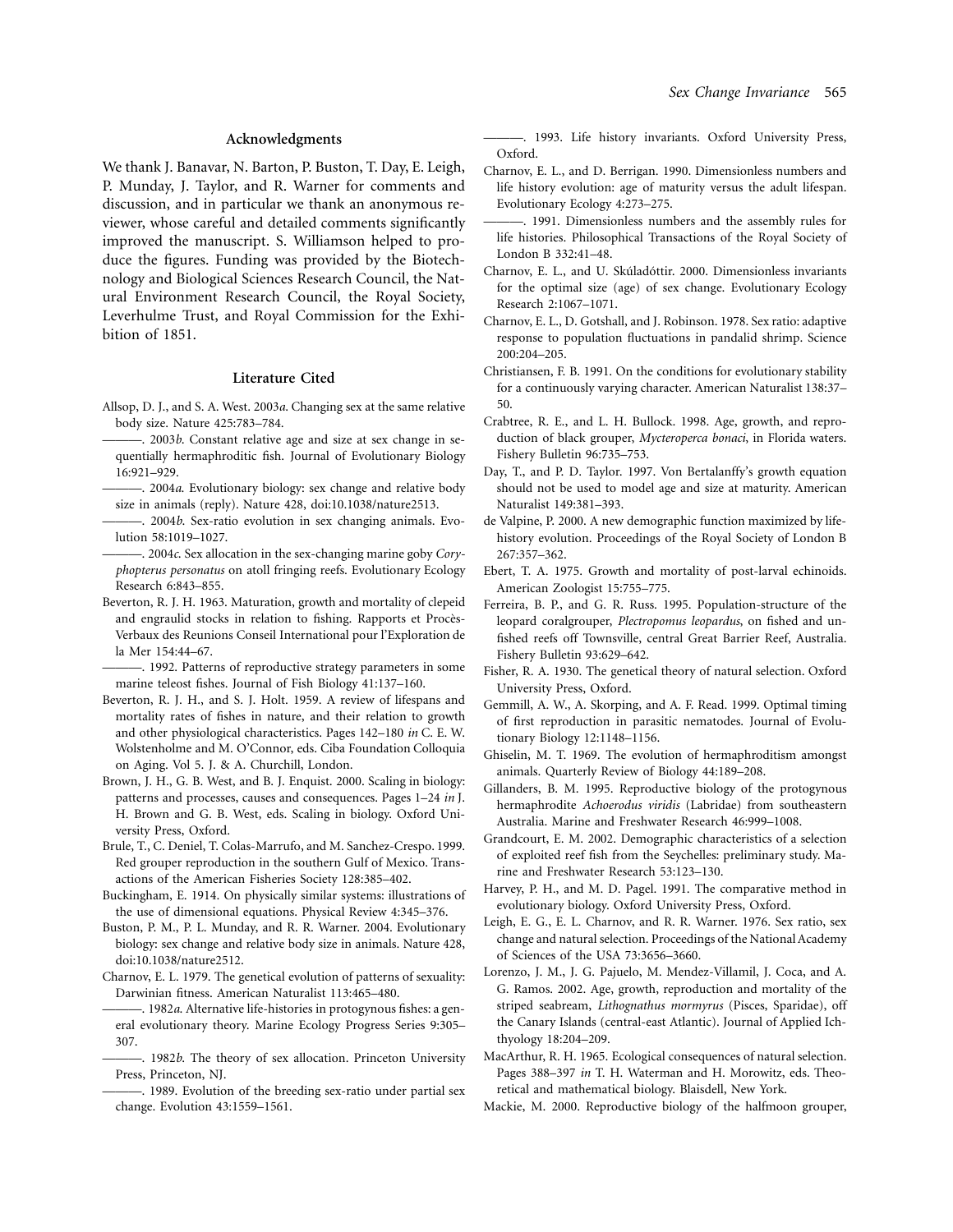## Acknowledgments

We thank J. Banavar, N. Barton, P. Buston, T. Day, E. Leigh, P. Munday, J. Taylor, and R. Warner for comments and discussion, and in particular we thank an anonymous reviewer, whose careful and detailed comments significantly improved the manuscript. S. Williamson helped to produce the figures. Funding was provided by the Biotechnology and Biological Sciences Research Council, the Natural Environment Research Council, the Royal Society, Leverhulme Trust, and Royal Commission for the Exhibition of 1851.

## Literature Cited

Allsop, D. J., and S. A. West. 2003*a*. Changing sex at the same relative body size. Nature 425:783–784.

———. 2003*b*. Constant relative age and size at sex change in sequentially hermaphroditic fish. Journal of Evolutionary Biology 16:921–929.

———. 2004*a*. Evolutionary biology: sex change and relative body size in animals (reply). Nature 428, doi:10.1038/nature2513.

———. 2004*b*. Sex-ratio evolution in sex changing animals. Evolution 58:1019–1027.

———. 2004*c*. Sex allocation in the sex-changing marine goby *Coryphopterus personatus* on atoll fringing reefs. Evolutionary Ecology Research 6:843–855.

Beverton, R. J. H. 1963. Maturation, growth and mortality of clepeid and engraulid stocks in relation to fishing. Rapports et Procès-Verbaux des Reunions Conseil International pour l'Exploration de la Mer 154:44–67.

———. 1992. Patterns of reproductive strategy parameters in some marine teleost fishes. Journal of Fish Biology 41:137–160.

Beverton, R. J. H., and S. J. Holt. 1959. A review of lifespans and mortality rates of fishes in nature, and their relation to growth and other physiological characteristics. Pages 142–180 *in* C. E. W. Wolstenholme and M. O'Connor, eds. Ciba Foundation Colloquia on Aging. Vol 5. J. & A. Churchill, London.

Brown, J. H., G. B. West, and B. J. Enquist. 2000. Scaling in biology: patterns and processes, causes and consequences. Pages 1–24 *in* J. H. Brown and G. B. West, eds. Scaling in biology. Oxford University Press, Oxford.

Brule, T., C. Deniel, T. Colas-Marrufo, and M. Sanchez-Crespo. 1999. Red grouper reproduction in the southern Gulf of Mexico. Transactions of the American Fisheries Society 128:385–402.

Buckingham, E. 1914. On physically similar systems: illustrations of the use of dimensional equations. Physical Review 4:345–376.

Buston, P. M., P. L. Munday, and R. R. Warner. 2004. Evolutionary biology: sex change and relative body size in animals. Nature 428, doi:10.1038/nature2512.

Charnov, E. L. 1979. The genetical evolution of patterns of sexuality: Darwinian fitness. American Naturalist 113:465–480.

———. 1982*a*. Alternative life-histories in protogynous fishes: a general evolutionary theory. Marine Ecology Progress Series 9:305–307.

———. 1982*b*. The theory of sex allocation. Princeton University Press, Princeton, NJ.

———. 1989. Evolution of the breeding sex-ratio under partial sex change. Evolution 43:1559–1561.

———. 1993. Life history invariants. Oxford University Press, Oxford.

Charnov, E. L., and D. Berrigan. 1990. Dimensionless numbers and life history evolution: age of maturity versus the adult lifespan. Evolutionary Ecology 4:273–275.

———. 1991. Dimensionless numbers and the assembly rules for life histories. Philosophical Transactions of the Royal Society of London B 332:41–48.

Charnov, E. L., and U. Skúladóttir. 2000. Dimensionless invariants for the optimal size (age) of sex change. Evolutionary Ecology Research 2:1067–1071.

Charnov, E. L., D. Gotshall, and J. Robinson. 1978. Sex ratio: adaptive response to population fluctuations in pandalid shrimp. Science 200:204–205.

Christiansen, F. B. 1991. On the conditions for evolutionary stability for a continuously varying character. American Naturalist 138:37–50.

Crabtree, R. E., and L. H. Bullock. 1998. Age, growth, and reproduction of black grouper, *Mycteroperca bonaci*, in Florida waters. Fishery Bulletin 96:735–753.

Day, T., and P. D. Taylor. 1997. Von Bertalanffy's growth equation should not be used to model age and size at maturity. American Naturalist 149:381–393.

de Valpine, P. 2000. A new demographic function maximized by life-history evolution. Proceedings of the Royal Society of London B 267:357–362.

Ebert, T. A. 1975. Growth and mortality of post-larval echinoids. American Zoologist 15:755–775.

Ferreira, B. P., and G. R. Russ. 1995. Population-structure of the leopard coralgrouper, *Plectropomus leopardus*, on fished and unfished reefs off Townsville, central Great Barrier Reef, Australia. Fishery Bulletin 93:629–642.

Fisher, R. A. 1930. The genetical theory of natural selection. Oxford University Press, Oxford.

Gemmill, A. W., A. Skorping, and A. F. Read. 1999. Optimal timing of first reproduction in parasitic nematodes. Journal of Evolutionary Biology 12:1148–1156.

Ghiselin, M. T. 1969. The evolution of hermaphroditism amongst animals. Quarterly Review of Biology 44:189–208.

Gillanders, B. M. 1995. Reproductive biology of the protogynous hermaphrodite *Achoerodus viridis* (Labridae) from southeastern Australia. Marine and Freshwater Research 46:999–1008.

Grandcourt, E. M. 2002. Demographic characteristics of a selection of exploited reef fish from the Seychelles: preliminary study. Marine and Freshwater Research 53:123–130.

Harvey, P. H., and M. D. Pagel. 1991. The comparative method in evolutionary biology. Oxford University Press, Oxford.

Leigh, E. G., E. L. Charnov, and R. R. Warner. 1976. Sex ratio, sex change and natural selection. Proceedings of the National Academy of Sciences of the USA 73:3656–3660.

Lorenzo, J. M., J. G. Pajuelo, M. Mendez-Villamil, J. Coca, and A. G. Ramos. 2002. Age, growth, reproduction and mortality of the striped seabream, *Lithognathus mormyrus* (Pisces, Sparidae), off the Canary Islands (central-east Atlantic). Journal of Applied Ichthyology 18:204–209.

MacArthur, R. H. 1965. Ecological consequences of natural selection. Pages 388–397 *in* T. H. Waterman and H. Morowitz, eds. Theoretical and mathematical biology. Blaisdell, New York.

Mackie, M. 2000. Reproductive biology of the halfmoon grouper,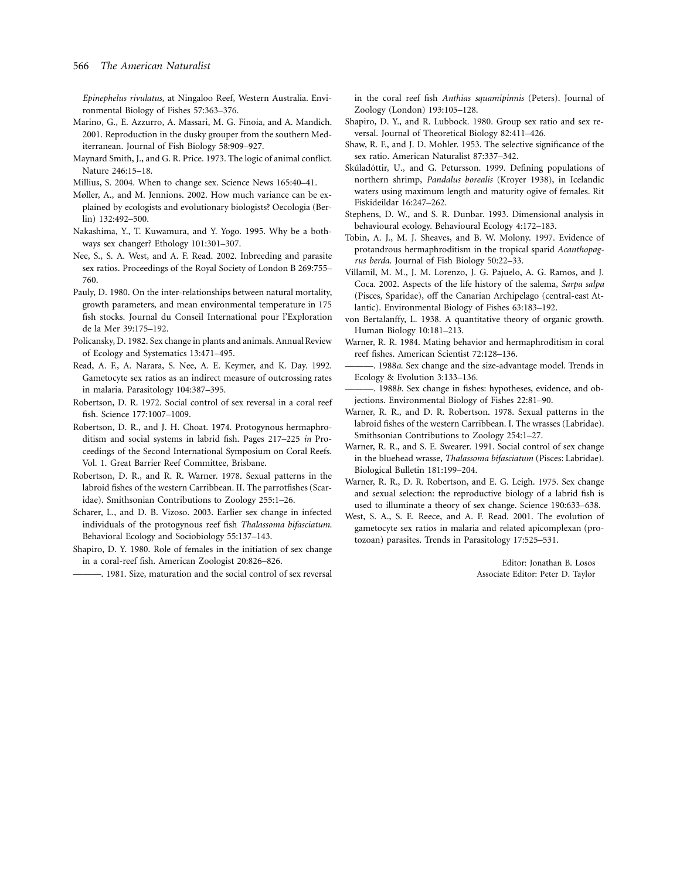*Epinephelus rivulatus*, at Ningaloo Reef, Western Australia. Environmental Biology of Fishes 57:363–376.

Marino, G., E. Azzurro, A. Massari, M. G. Finoia, and A. Mandich. 2001. Reproduction in the dusky grouper from the southern Mediterranean. Journal of Fish Biology 58:909–927.

Maynard Smith, J., and G. R. Price. 1973. The logic of animal conflict. Nature 246:15–18.

Millius, S. 2004. When to change sex. Science News 165:40–41.

Møller, A., and M. Jennions. 2002. How much variance can be explained by ecologists and evolutionary biologists? Oecologia (Berlin) 132:492–500.

Nakashima, Y., T. Kuwamura, and Y. Yogo. 1995. Why be a both-ways sex changer? Ethology 101:301–307.

Nee, S., S. A. West, and A. F. Read. 2002. Inbreeding and parasite sex ratios. Proceedings of the Royal Society of London B 269:755–760.

Pauly, D. 1980. On the inter-relationships between natural mortality, growth parameters, and mean environmental temperature in 175 fish stocks. Journal du Conseil International pour l'Exploration de la Mer 39:175–192.

Policansky, D. 1982. Sex change in plants and animals. Annual Review of Ecology and Systematics 13:471–495.

Read, A. F., A. Narara, S. Nee, A. E. Keymer, and K. Day. 1992. Gametocyte sex ratios as an indirect measure of outcrossing rates in malaria. Parasitology 104:387–395.

Robertson, D. R. 1972. Social control of sex reversal in a coral reef fish. Science 177:1007–1009.

Robertson, D. R., and J. H. Choat. 1974. Protogynous hermaphroditism and social systems in labrid fish. Pages 217–225 *in* Proceedings of the Second International Symposium on Coral Reefs. Vol. 1. Great Barrier Reef Committee, Brisbane.

Robertson, D. R., and R. R. Warner. 1978. Sexual patterns in the labroid fishes of the western Carribbean. II. The parrotfishes (Scaridae). Smithsonian Contributions to Zoology 255:1–26.

Scharer, L., and D. B. Vizoso. 2003. Earlier sex change in infected individuals of the protogynous reef fish *Thalassoma bifasciatum*. Behavioral Ecology and Sociobiology 55:137–143.

Shapiro, D. Y. 1980. Role of females in the initiation of sex change in a coral-reef fish. American Zoologist 20:826–826.

———. 1981. Size, maturation and the social control of sex reversal in the coral reef fish *Anthias squamipinnis* (Peters). Journal of Zoology (London) 193:105–128.

Shapiro, D. Y., and R. Lubbock. 1980. Group sex ratio and sex reversal. Journal of Theoretical Biology 82:411–426.

Shaw, R. F., and J. D. Mohler. 1953. The selective significance of the sex ratio. American Naturalist 87:337–342.

Skúladóttir, U., and G. Petursson. 1999. Defining populations of northern shrimp, *Pandalus borealis* (Kroyer 1938), in Icelandic waters using maximum length and maturity ogive of females. Rit Fiskideildar 16:247–262.

Stephens, D. W., and S. R. Dunbar. 1993. Dimensional analysis in behavioural ecology. Behavioural Ecology 4:172–183.

Tobin, A. J., M. J. Sheaves, and B. W. Molony. 1997. Evidence of protandrous hermaphroditism in the tropical sparid *Acanthopagrus berda*. Journal of Fish Biology 50:22–33.

Villamil, M. M., J. M. Lorenzo, J. G. Pajuelo, A. G. Ramos, and J. Coca. 2002. Aspects of the life history of the salema, *Sarpa salpa* (Pisces, Sparidae), off the Canarian Archipelago (central-east Atlantic). Environmental Biology of Fishes 63:183–192.

von Bertalanffy, L. 1938. A quantitative theory of organic growth. Human Biology 10:181–213.

Warner, R. R. 1984. Mating behavior and hermaphroditism in coral reef fishes. American Scientist 72:128–136.

———. 1988*a*. Sex change and the size-advantage model. Trends in Ecology & Evolution 3:133–136.

———. 1988*b*. Sex change in fishes: hypotheses, evidence, and objections. Environmental Biology of Fishes 22:81–90.

Warner, R. R., and D. R. Robertson. 1978. Sexual patterns in the labroid fishes of the western Carribbean. I. The wrasses (Labridae). Smithsonian Contributions to Zoology 254:1–27.

Warner, R. R., and S. E. Swearer. 1991. Social control of sex change in the bluehead wrasse, *Thalassoma bifasciatum* (Pisces: Labridae). Biological Bulletin 181:199–204.

Warner, R. R., D. R. Robertson, and E. G. Leigh. 1975. Sex change and sexual selection: the reproductive biology of a labrid fish is used to illuminate a theory of sex change. Science 190:633–638.

West, S. A., S. E. Reece, and A. F. Read. 2001. The evolution of gametocyte sex ratios in malaria and related apicomplexan (protozoan) parasites. Trends in Parasitology 17:525–531.

Editor: Jonathan B. Losos
Associate Editor: Peter D. Taylor